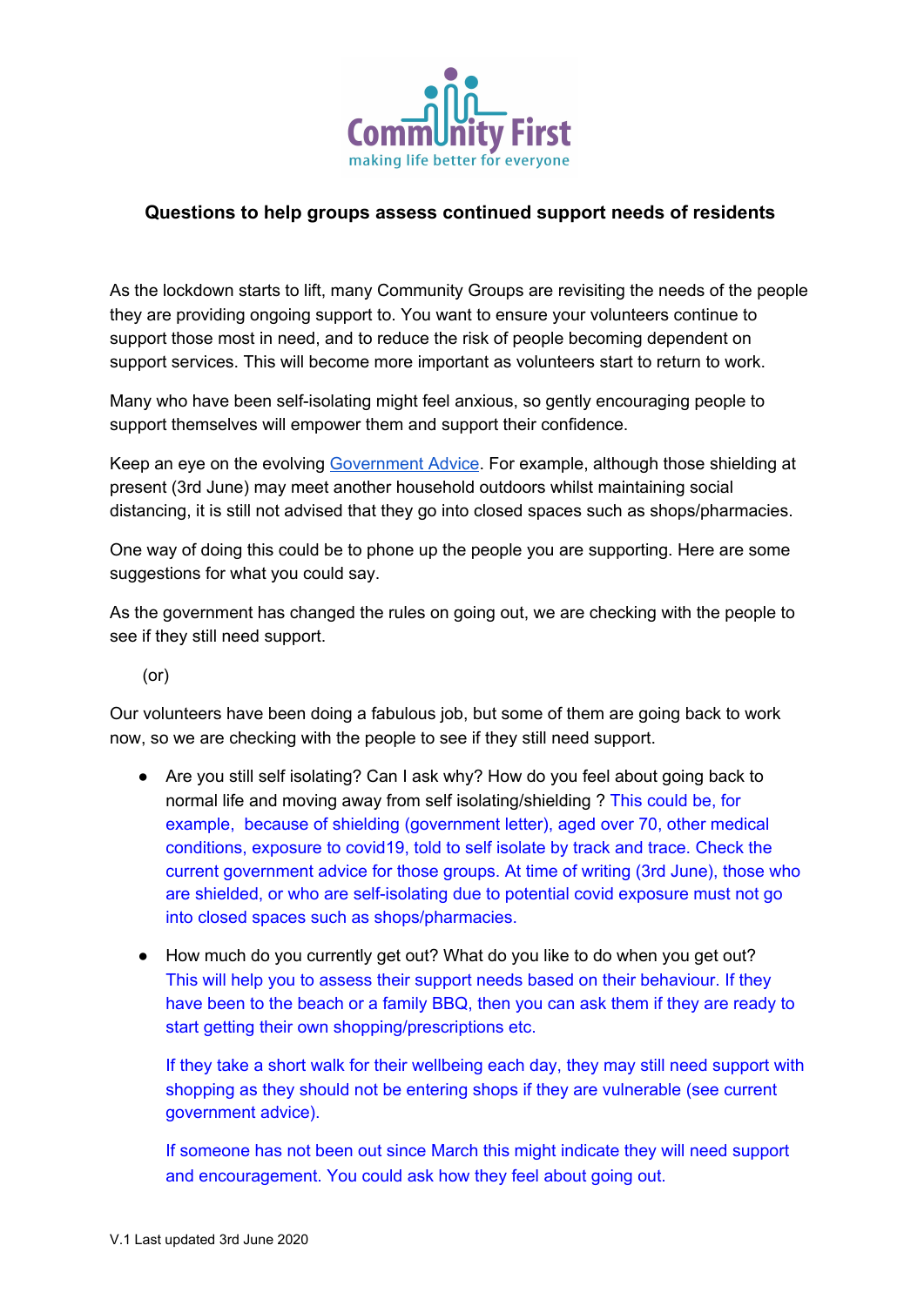Community First
making life better for everyone

**Questions to help groups assess continued support needs of residents**

As the lockdown starts to lift, many Community Groups are revisiting the needs of the people they are providing ongoing support to. You want to ensure your volunteers continue to support those most in need, and to reduce the risk of people becoming dependent on support services. This will become more important as volunteers start to return to work.

Many who have been self-isolating might feel anxious, so gently encouraging people to support themselves will empower them and support their confidence.

Keep an eye on the evolving Government Advice. For example, although those shielding at present (3rd June) may meet another household outdoors whilst maintaining social distancing, it is still not advised that they go into closed spaces such as shops/pharmacies.

One way of doing this could be to phone up the people you are supporting. Here are some suggestions for what you could say.

As the government has changed the rules on going out, we are checking with the people to see if they still need support.

(or)

Our volunteers have been doing a fabulous job, but some of them are going back to work now, so we are checking with the people to see if they still need support.

- Are you still self isolating? Can I ask why? How do you feel about going back to normal life and moving away from self isolating/shielding ? This could be, for example, because of shielding (government letter), aged over 70, other medical conditions, exposure to covid19, told to self isolate by track and trace. Check the current government advice for those groups. At time of writing (3rd June), those who are shielded, or who are self-isolating due to potential covid exposure must not go into closed spaces such as shops/pharmacies.

- How much do you currently get out? What do you like to do when you get out? This will help you to assess their support needs based on their behaviour. If they have been to the beach or a family BBQ, then you can ask them if they are ready to start getting their own shopping/prescriptions etc.

  If they take a short walk for their wellbeing each day, they may still need support with shopping as they should not be entering shops if they are vulnerable (see current government advice).

  If someone has not been out since March this might indicate they will need support and encouragement. You could ask how they feel about going out.

V.1 Last updated 3rd June 2020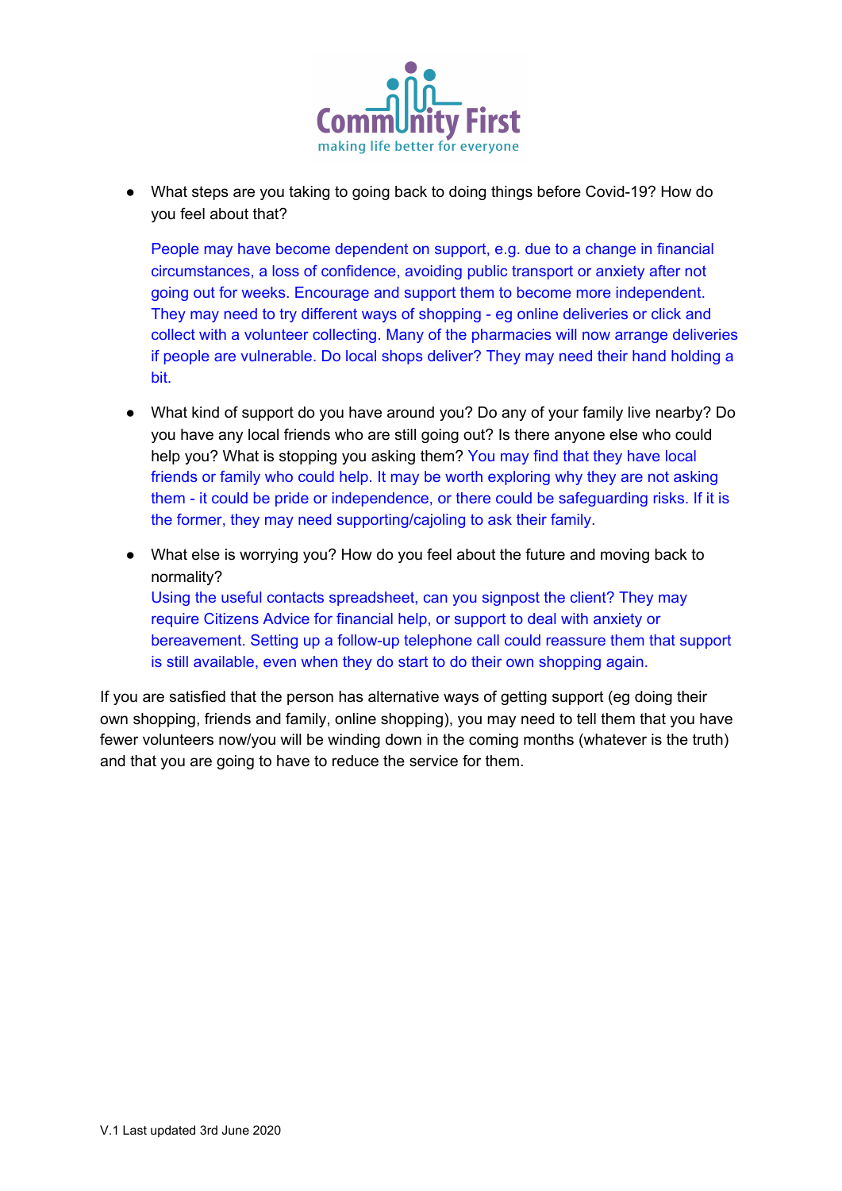- What steps are you taking to going back to doing things before Covid-19? How do you feel about that?

  People may have become dependent on support, e.g. due to a change in financial circumstances, a loss of confidence, avoiding public transport or anxiety after not going out for weeks. Encourage and support them to become more independent. They may need to try different ways of shopping - eg online deliveries or click and collect with a volunteer collecting. Many of the pharmacies will now arrange deliveries if people are vulnerable. Do local shops deliver? They may need their hand holding a bit.

- What kind of support do you have around you? Do any of your family live nearby? Do you have any local friends who are still going out? Is there anyone else who could help you? What is stopping you asking them? You may find that they have local friends or family who could help. It may be worth exploring why they are not asking them - it could be pride or independence, or there could be safeguarding risks. If it is the former, they may need supporting/cajoling to ask their family.

- What else is worrying you? How do you feel about the future and moving back to normality?
  Using the useful contacts spreadsheet, can you signpost the client? They may require Citizens Advice for financial help, or support to deal with anxiety or bereavement. Setting up a follow-up telephone call could reassure them that support is still available, even when they do start to do their own shopping again.

If you are satisfied that the person has alternative ways of getting support (eg doing their own shopping, friends and family, online shopping), you may need to tell them that you have fewer volunteers now/you will be winding down in the coming months (whatever is the truth) and that you are going to have to reduce the service for them.

V.1 Last updated 3rd June 2020